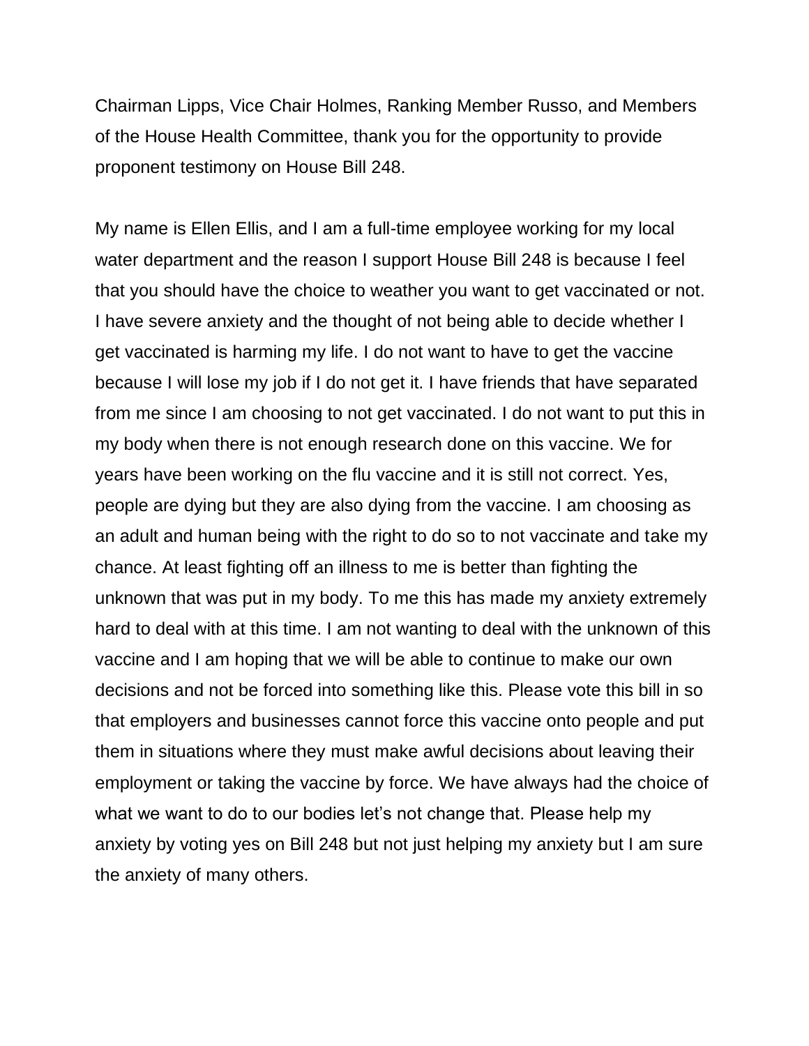Chairman Lipps, Vice Chair Holmes, Ranking Member Russo, and Members of the House Health Committee, thank you for the opportunity to provide proponent testimony on House Bill 248.

My name is Ellen Ellis, and I am a full-time employee working for my local water department and the reason I support House Bill 248 is because I feel that you should have the choice to weather you want to get vaccinated or not. I have severe anxiety and the thought of not being able to decide whether I get vaccinated is harming my life. I do not want to have to get the vaccine because I will lose my job if I do not get it. I have friends that have separated from me since I am choosing to not get vaccinated. I do not want to put this in my body when there is not enough research done on this vaccine. We for years have been working on the flu vaccine and it is still not correct. Yes, people are dying but they are also dying from the vaccine. I am choosing as an adult and human being with the right to do so to not vaccinate and take my chance. At least fighting off an illness to me is better than fighting the unknown that was put in my body. To me this has made my anxiety extremely hard to deal with at this time. I am not wanting to deal with the unknown of this vaccine and I am hoping that we will be able to continue to make our own decisions and not be forced into something like this. Please vote this bill in so that employers and businesses cannot force this vaccine onto people and put them in situations where they must make awful decisions about leaving their employment or taking the vaccine by force. We have always had the choice of what we want to do to our bodies let's not change that. Please help my anxiety by voting yes on Bill 248 but not just helping my anxiety but I am sure the anxiety of many others.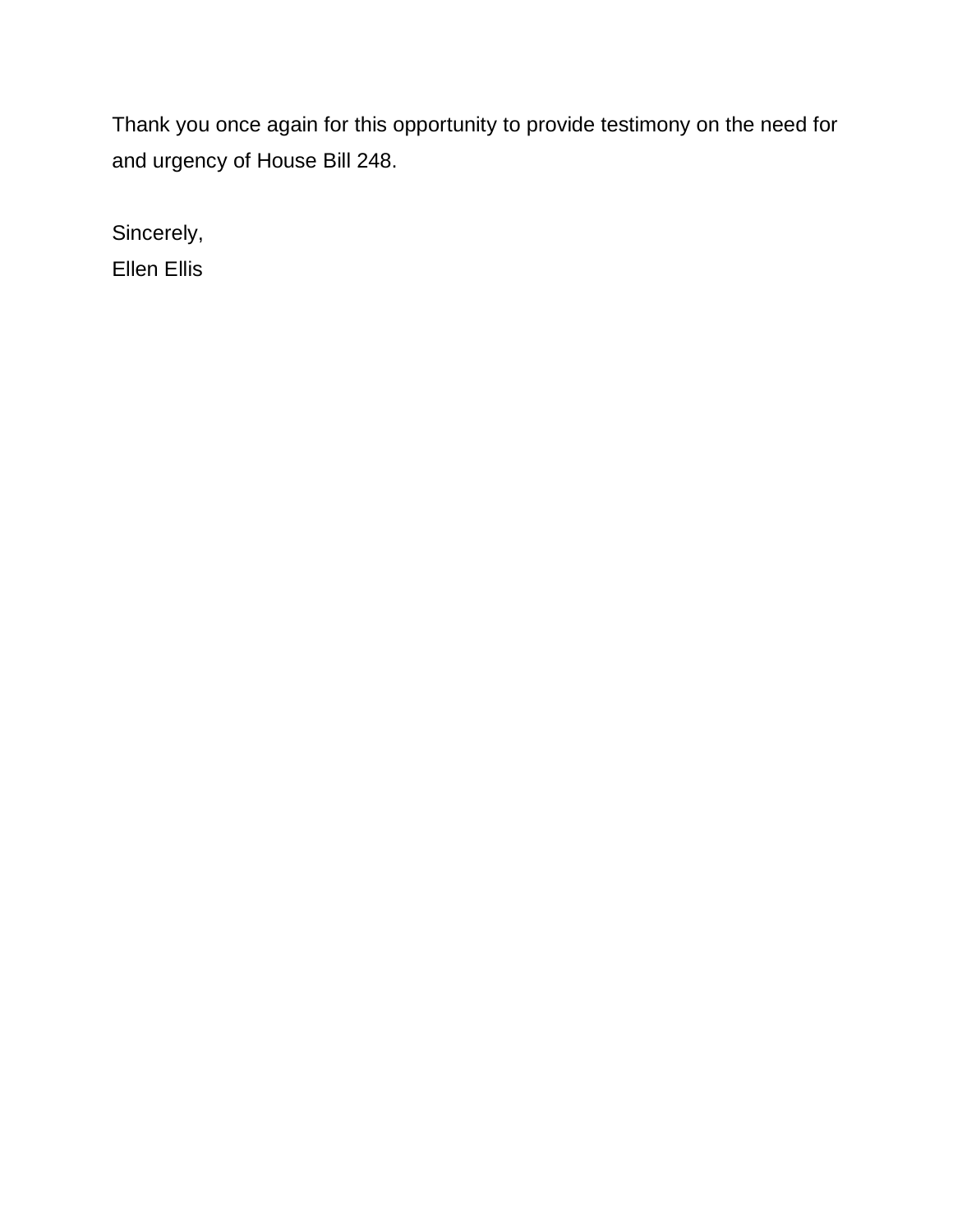Thank you once again for this opportunity to provide testimony on the need for and urgency of House Bill 248.

Sincerely,
Ellen Ellis